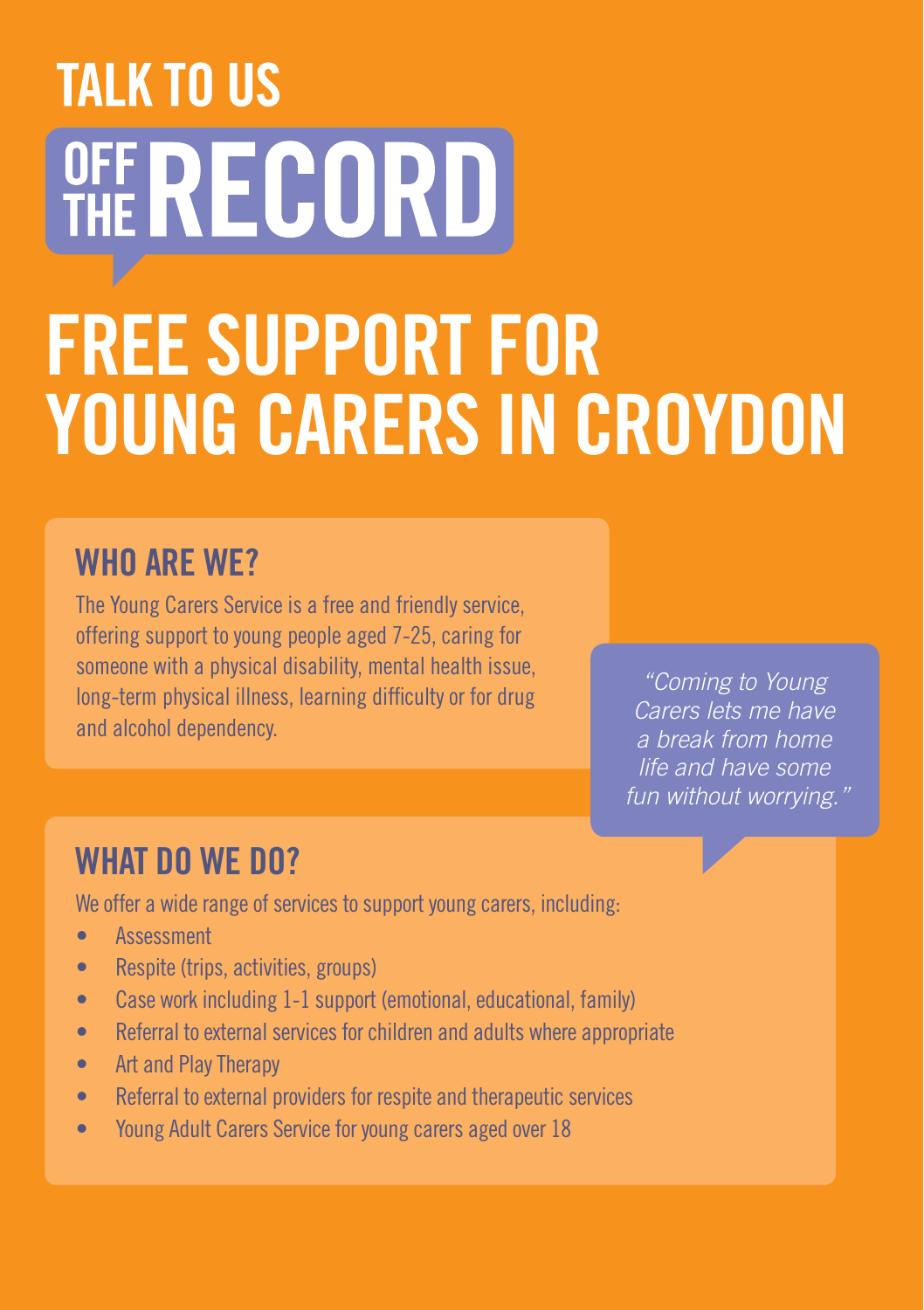# TALK TO US

# OFF THE RECORD

# FREE SUPPORT FOR YOUNG CARERS IN CROYDON

## WHO ARE WE?

The Young Carers Service is a free and friendly service, offering support to young people aged 7-25, caring for someone with a physical disability, mental health issue, long-term physical illness, learning difficulty or for drug and alcohol dependency.

*"Coming to Young Carers lets me have a break from home life and have some fun without worrying."*

## WHAT DO WE DO?

We offer a wide range of services to support young carers, including:

- Assessment
- Respite (trips, activities, groups)
- Case work including 1-1 support (emotional, educational, family)
- Referral to external services for children and adults where appropriate
- Art and Play Therapy
- Referral to external providers for respite and therapeutic services
- Young Adult Carers Service for young carers aged over 18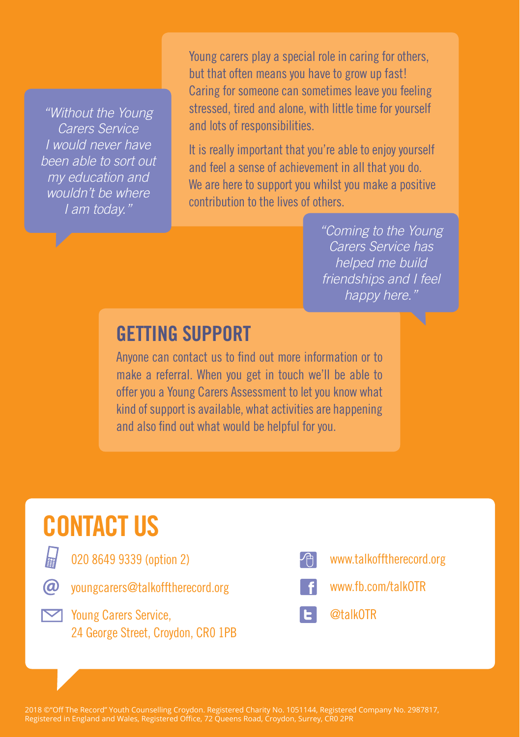Young carers play a special role in caring for others, but that often means you have to grow up fast! Caring for someone can sometimes leave you feeling stressed, tired and alone, with little time for yourself and lots of responsibilities.

It is really important that you're able to enjoy yourself and feel a sense of achievement in all that you do. We are here to support you whilst you make a positive contribution to the lives of others.

*"Without the Young Carers Service I would never have been able to sort out my education and wouldn't be where I am today."*

*"Coming to the Young Carers Service has helped me build friendships and I feel happy here."*

## GETTING SUPPORT

Anyone can contact us to find out more information or to make a referral. When you get in touch we'll be able to offer you a Young Carers Assessment to let you know what kind of support is available, what activities are happening and also find out what would be helpful for you.

## CONTACT US

020 8649 9339 (option 2)

youngcarers@talkofftherecord.org

Young Carers Service,
24 George Street, Croydon, CR0 1PB

www.talkofftherecord.org

www.fb.com/talkOTR

@talkOTR

2018 ©"Off The Record" Youth Counselling Croydon. Registered Charity No. 1051144, Registered Company No. 2987817, Registered in England and Wales, Registered Office, 72 Queens Road, Croydon, Surrey, CR0 2PR